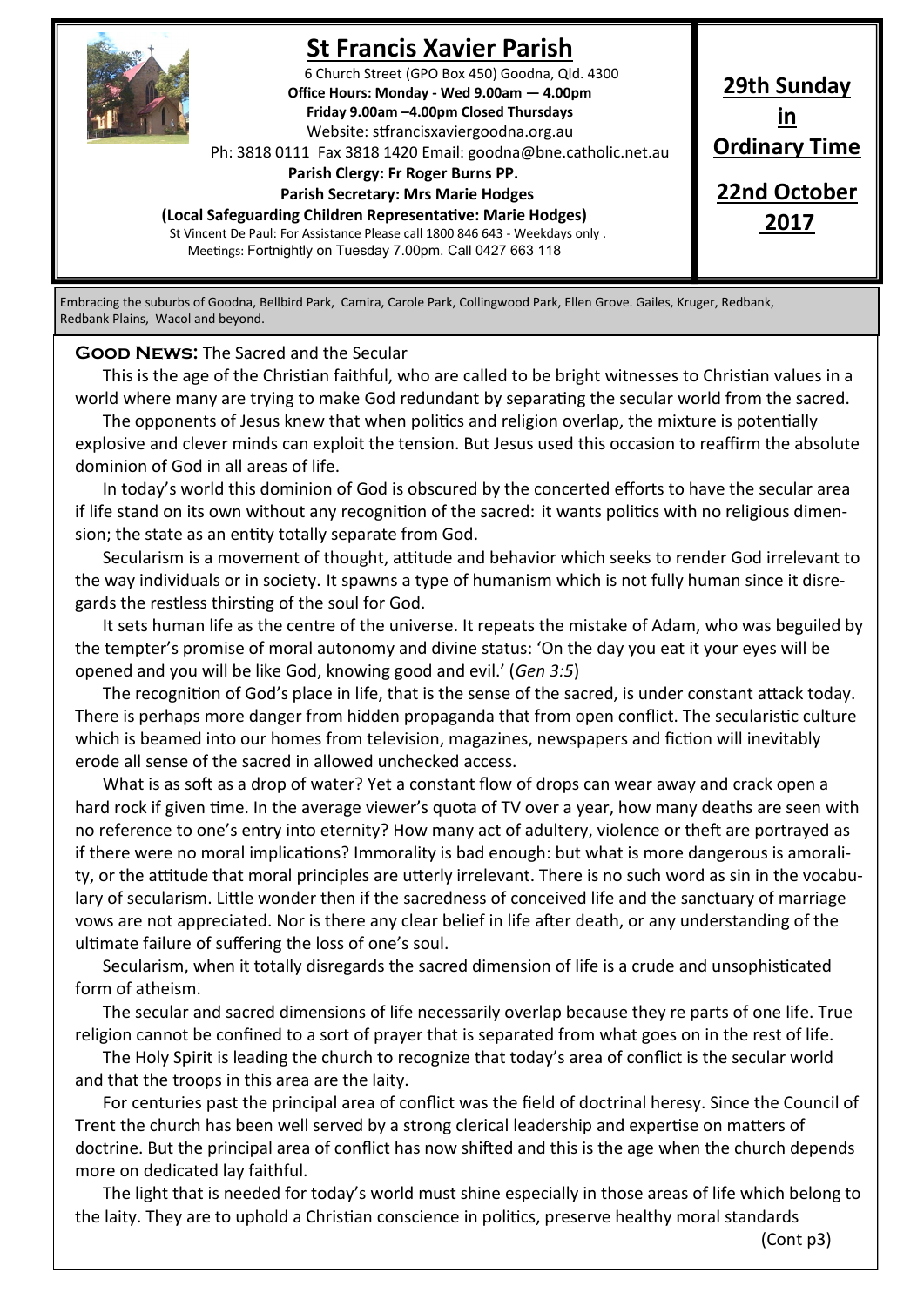# St Francis Xavier Parish

6 Church Street (GPO Box 450) Goodna, Qld. 4300
**Office Hours: Monday - Wed 9.00am — 4.00pm**
**Friday 9.00am –4.00pm Closed Thursdays**
Website: stfrancisxaviergoodna.org.au
Ph: 3818 0111 Fax 3818 1420 Email: goodna@bne.catholic.net.au
**Parish Clergy: Fr Roger Burns PP.**
**Parish Secretary: Mrs Marie Hodges**
**(Local Safeguarding Children Representative: Marie Hodges)**
St Vincent De Paul: For Assistance Please call 1800 846 643 - Weekdays only .
Meetings: Fortnightly on Tuesday 7.00pm. Call 0427 663 118

**29th Sunday in Ordinary Time**

**22nd October 2017**

Embracing the suburbs of Goodna, Bellbird Park, Camira, Carole Park, Collingwood Park, Ellen Grove. Gailes, Kruger, Redbank, Redbank Plains, Wacol and beyond.

**Good News:** The Sacred and the Secular

This is the age of the Christian faithful, who are called to be bright witnesses to Christian values in a world where many are trying to make God redundant by separating the secular world from the sacred.

The opponents of Jesus knew that when politics and religion overlap, the mixture is potentially explosive and clever minds can exploit the tension. But Jesus used this occasion to reaffirm the absolute dominion of God in all areas of life.

In today's world this dominion of God is obscured by the concerted efforts to have the secular area if life stand on its own without any recognition of the sacred: it wants politics with no religious dimension; the state as an entity totally separate from God.

Secularism is a movement of thought, attitude and behavior which seeks to render God irrelevant to the way individuals or in society. It spawns a type of humanism which is not fully human since it disregards the restless thirsting of the soul for God.

It sets human life as the centre of the universe. It repeats the mistake of Adam, who was beguiled by the tempter's promise of moral autonomy and divine status: 'On the day you eat it your eyes will be opened and you will be like God, knowing good and evil.' (*Gen 3:5*)

The recognition of God's place in life, that is the sense of the sacred, is under constant attack today. There is perhaps more danger from hidden propaganda that from open conflict. The secularistic culture which is beamed into our homes from television, magazines, newspapers and fiction will inevitably erode all sense of the sacred in allowed unchecked access.

What is as soft as a drop of water? Yet a constant flow of drops can wear away and crack open a hard rock if given time. In the average viewer's quota of TV over a year, how many deaths are seen with no reference to one's entry into eternity? How many act of adultery, violence or theft are portrayed as if there were no moral implications? Immorality is bad enough: but what is more dangerous is amorality, or the attitude that moral principles are utterly irrelevant. There is no such word as sin in the vocabulary of secularism. Little wonder then if the sacredness of conceived life and the sanctuary of marriage vows are not appreciated. Nor is there any clear belief in life after death, or any understanding of the ultimate failure of suffering the loss of one's soul.

Secularism, when it totally disregards the sacred dimension of life is a crude and unsophisticated form of atheism.

The secular and sacred dimensions of life necessarily overlap because they re parts of one life. True religion cannot be confined to a sort of prayer that is separated from what goes on in the rest of life.

The Holy Spirit is leading the church to recognize that today's area of conflict is the secular world and that the troops in this area are the laity.

For centuries past the principal area of conflict was the field of doctrinal heresy. Since the Council of Trent the church has been well served by a strong clerical leadership and expertise on matters of doctrine. But the principal area of conflict has now shifted and this is the age when the church depends more on dedicated lay faithful.

The light that is needed for today's world must shine especially in those areas of life which belong to the laity. They are to uphold a Christian conscience in politics, preserve healthy moral standards

(Cont p3)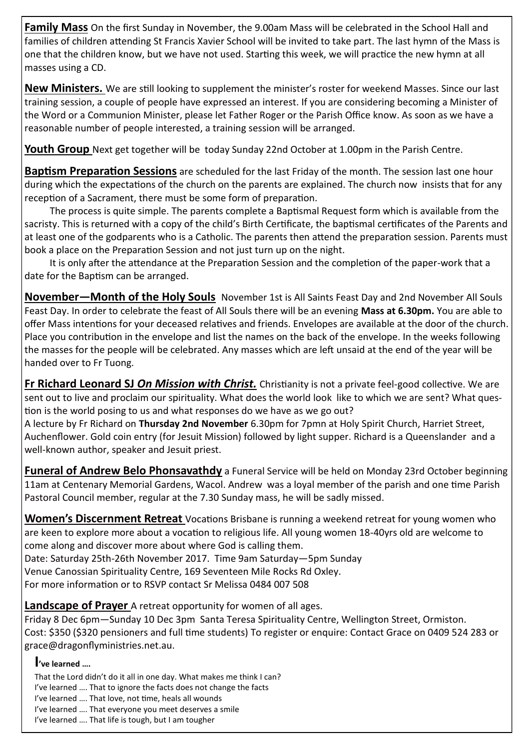**Family Mass** On the first Sunday in November, the 9.00am Mass will be celebrated in the School Hall and families of children attending St Francis Xavier School will be invited to take part. The last hymn of the Mass is one that the children know, but we have not used. Starting this week, we will practice the new hymn at all masses using a CD.

**New Ministers.** We are still looking to supplement the minister's roster for weekend Masses. Since our last training session, a couple of people have expressed an interest. If you are considering becoming a Minister of the Word or a Communion Minister, please let Father Roger or the Parish Office know. As soon as we have a reasonable number of people interested, a training session will be arranged.

**Youth Group** Next get together will be today Sunday 22nd October at 1.00pm in the Parish Centre.

**Baptism Preparation Sessions** are scheduled for the last Friday of the month. The session last one hour during which the expectations of the church on the parents are explained. The church now insists that for any reception of a Sacrament, there must be some form of preparation.

The process is quite simple. The parents complete a Baptismal Request form which is available from the sacristy. This is returned with a copy of the child's Birth Certificate, the baptismal certificates of the Parents and at least one of the godparents who is a Catholic. The parents then attend the preparation session. Parents must book a place on the Preparation Session and not just turn up on the night.

It is only after the attendance at the Preparation Session and the completion of the paper-work that a date for the Baptism can be arranged.

**November—Month of the Holy Souls** November 1st is All Saints Feast Day and 2nd November All Souls Feast Day. In order to celebrate the feast of All Souls there will be an evening **Mass at 6.30pm.** You are able to offer Mass intentions for your deceased relatives and friends. Envelopes are available at the door of the church. Place you contribution in the envelope and list the names on the back of the envelope. In the weeks following the masses for the people will be celebrated. Any masses which are left unsaid at the end of the year will be handed over to Fr Tuong.

**Fr Richard Leonard SJ *On Mission with Christ.*** Christianity is not a private feel-good collective. We are sent out to live and proclaim our spirituality. What does the world look like to which we are sent? What question is the world posing to us and what responses do we have as we go out?
A lecture by Fr Richard on **Thursday 2nd November** 6.30pm for 7pmn at Holy Spirit Church, Harriet Street, Auchenflower. Gold coin entry (for Jesuit Mission) followed by light supper. Richard is a Queenslander and a well-known author, speaker and Jesuit priest.

**Funeral of Andrew Belo Phonsavathdy** a Funeral Service will be held on Monday 23rd October beginning 11am at Centenary Memorial Gardens, Wacol. Andrew was a loyal member of the parish and one time Parish Pastoral Council member, regular at the 7.30 Sunday mass, he will be sadly missed.

**Women's Discernment Retreat** Vocations Brisbane is running a weekend retreat for young women who are keen to explore more about a vocation to religious life. All young women 18-40yrs old are welcome to come along and discover more about where God is calling them.
Date: Saturday 25th-26th November 2017. Time 9am Saturday—5pm Sunday
Venue Canossian Spirituality Centre, 169 Seventeen Mile Rocks Rd Oxley.
For more information or to RSVP contact Sr Melissa 0484 007 508

**Landscape of Prayer** A retreat opportunity for women of all ages.
Friday 8 Dec 6pm—Sunday 10 Dec 3pm Santa Teresa Spirituality Centre, Wellington Street, Ormiston.
Cost: $350 ($320 pensioners and full time students) To register or enquire: Contact Grace on 0409 524 283 or grace@dragonflyministries.net.au.

**I've learned ….**

That the Lord didn't do it all in one day. What makes me think I can?
I've learned …. That to ignore the facts does not change the facts
I've learned …. That love, not time, heals all wounds
I've learned …. That everyone you meet deserves a smile
I've learned …. That life is tough, but I am tougher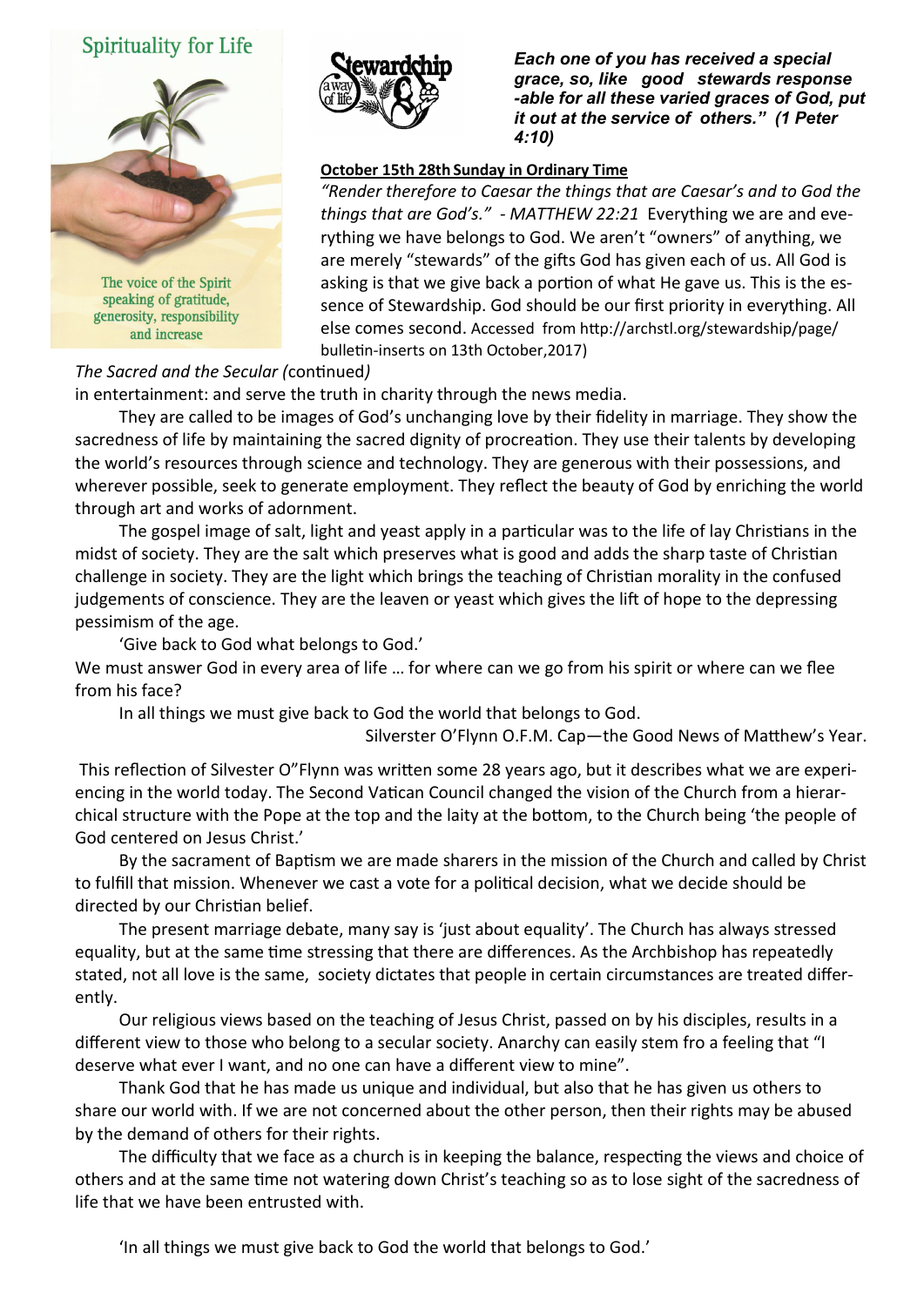## Spirituality for Life

The voice of the Spirit speaking of gratitude, generosity, responsibility and increase

Stewardship a way of life

***Each one of you has received a special grace, so, like good stewards response -able for all these varied graces of God, put it out at the service of others." (1 Peter 4:10)***

**October 15th 28th Sunday in Ordinary Time**

*"Render therefore to Caesar the things that are Caesar's and to God the things that are God's." - MATTHEW 22:21* Everything we are and everything we have belongs to God. We aren't "owners" of anything, we are merely "stewards" of the gifts God has given each of us. All God is asking is that we give back a portion of what He gave us. This is the essence of Stewardship. God should be our first priority in everything. All else comes second. Accessed from http://archstl.org/stewardship/page/bulletin-inserts on 13th October,2017)

*The Sacred and the Secular (*continued*)*

in entertainment: and serve the truth in charity through the news media.

They are called to be images of God's unchanging love by their fidelity in marriage. They show the sacredness of life by maintaining the sacred dignity of procreation. They use their talents by developing the world's resources through science and technology. They are generous with their possessions, and wherever possible, seek to generate employment. They reflect the beauty of God by enriching the world through art and works of adornment.

The gospel image of salt, light and yeast apply in a particular was to the life of lay Christians in the midst of society. They are the salt which preserves what is good and adds the sharp taste of Christian challenge in society. They are the light which brings the teaching of Christian morality in the confused judgements of conscience. They are the leaven or yeast which gives the lift of hope to the depressing pessimism of the age.

'Give back to God what belongs to God.'

We must answer God in every area of life … for where can we go from his spirit or where can we flee from his face?

In all things we must give back to God the world that belongs to God.

Silverster O'Flynn O.F.M. Cap—the Good News of Matthew's Year.

This reflection of Silvester O"Flynn was written some 28 years ago, but it describes what we are experiencing in the world today. The Second Vatican Council changed the vision of the Church from a hierarchical structure with the Pope at the top and the laity at the bottom, to the Church being 'the people of God centered on Jesus Christ.'

By the sacrament of Baptism we are made sharers in the mission of the Church and called by Christ to fulfill that mission. Whenever we cast a vote for a political decision, what we decide should be directed by our Christian belief.

The present marriage debate, many say is 'just about equality'. The Church has always stressed equality, but at the same time stressing that there are differences. As the Archbishop has repeatedly stated, not all love is the same, society dictates that people in certain circumstances are treated differently.

Our religious views based on the teaching of Jesus Christ, passed on by his disciples, results in a different view to those who belong to a secular society. Anarchy can easily stem fro a feeling that "I deserve what ever I want, and no one can have a different view to mine".

Thank God that he has made us unique and individual, but also that he has given us others to share our world with. If we are not concerned about the other person, then their rights may be abused by the demand of others for their rights.

The difficulty that we face as a church is in keeping the balance, respecting the views and choice of others and at the same time not watering down Christ's teaching so as to lose sight of the sacredness of life that we have been entrusted with.

'In all things we must give back to God the world that belongs to God.'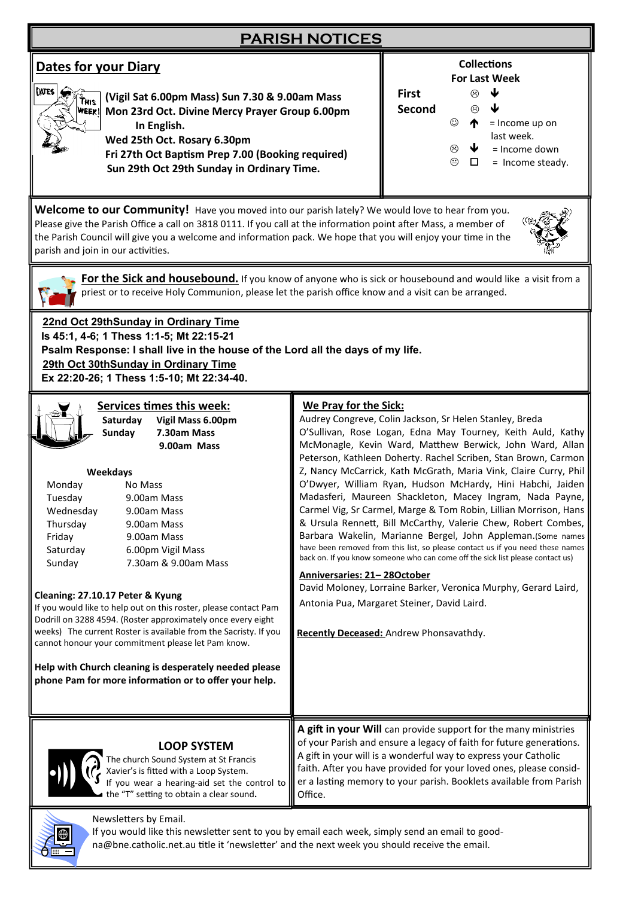# PARISH NOTICES

## Dates for your Diary

**(Vigil Sat 6.00pm Mass) Sun 7.30 & 9.00am Mass**
**Mon 23rd Oct. Divine Mercy Prayer Group 6.00pm In English.**
**Wed 25th Oct. Rosary 6.30pm**
**Fri 27th Oct Baptism Prep 7.00 (Booking required)**
**Sun 29th Oct 29th Sunday in Ordinary Time.**

**Collections For Last Week**

| | | |
|---|---|---|
| **First** | ☹ | ↓ |
| **Second** | ☹ | ↓ |

☺ ↑ = Income up on last week.
☹ ↓ = Income down
😐 ☐ = Income steady.

**Welcome to our Community!** Have you moved into our parish lately? We would love to hear from you. Please give the Parish Office a call on 3818 0111. If you call at the information point after Mass, a member of the Parish Council will give you a welcome and information pack. We hope that you will enjoy your time in the parish and join in our activities.

**For the Sick and housebound.** If you know of anyone who is sick or housebound and would like a visit from a priest or to receive Holy Communion, please let the parish office know and a visit can be arranged.

**22nd Oct 29thSunday in Ordinary Time**
**Is 45:1, 4-6; 1 Thess 1:1-5; Mt 22:15-21**
**Psalm Response: I shall live in the house of the Lord all the days of my life.**
**29th Oct 30thSunday in Ordinary Time**
**Ex 22:20-26; 1 Thess 1:5-10; Mt 22:34-40.**

## Services times this week:

| | |
|---|---|
| **Saturday** | **Vigil Mass 6.00pm** |
| **Sunday** | **7.30am Mass** |
| | **9.00am Mass** |

**Weekdays**

| | |
|---|---|
| Monday | No Mass |
| Tuesday | 9.00am Mass |
| Wednesday | 9.00am Mass |
| Thursday | 9.00am Mass |
| Friday | 9.00am Mass |
| Saturday | 6.00pm Vigil Mass |
| Sunday | 7.30am & 9.00am Mass |

**Cleaning: 27.10.17 Peter & Kyung**
If you would like to help out on this roster, please contact Pam Dodrill on 3288 4594. (Roster approximately once every eight weeks) The current Roster is available from the Sacristy. If you cannot honour your commitment please let Pam know.

**Help with Church cleaning is desperately needed please phone Pam for more information or to offer your help.**

## We Pray for the Sick:

Audrey Congreve, Colin Jackson, Sr Helen Stanley, Breda O'Sullivan, Rose Logan, Edna May Tourney, Keith Auld, Kathy McMonagle, Kevin Ward, Matthew Berwick, John Ward, Allan Peterson, Kathleen Doherty. Rachel Scriben, Stan Brown, Carmon Z, Nancy McCarrick, Kath McGrath, Maria Vink, Claire Curry, Phil O'Dwyer, William Ryan, Hudson McHardy, Hini Habchi, Jaiden Madasferi, Maureen Shackleton, Macey Ingram, Nada Payne, Carmel Vig, Sr Carmel, Marge & Tom Robin, Lillian Morrison, Hans & Ursula Rennett, Bill McCarthy, Valerie Chew, Robert Combes, Barbara Wakelin, Marianne Bergel, John Appleman.(Some names have been removed from this list, so please contact us if you need these names back on. If you know someone who can come off the sick list please contact us)

**Anniversaries: 21– 28October**
David Moloney, Lorraine Barker, Veronica Murphy, Gerard Laird, Antonia Pua, Margaret Steiner, David Laird.

**Recently Deceased:** Andrew Phonsavathdy.

## LOOP SYSTEM

The church Sound System at St Francis Xavier's is fitted with a Loop System. If you wear a hearing-aid set the control to the "T" setting to obtain a clear sound.

**A gift in your Will** can provide support for the many ministries of your Parish and ensure a legacy of faith for future generations. A gift in your will is a wonderful way to express your Catholic faith. After you have provided for your loved ones, please consider a lasting memory to your parish. Booklets available from Parish Office.

Newsletters by Email.
If you would like this newsletter sent to you by email each week, simply send an email to goodna@bne.catholic.net.au title it 'newsletter' and the next week you should receive the email.